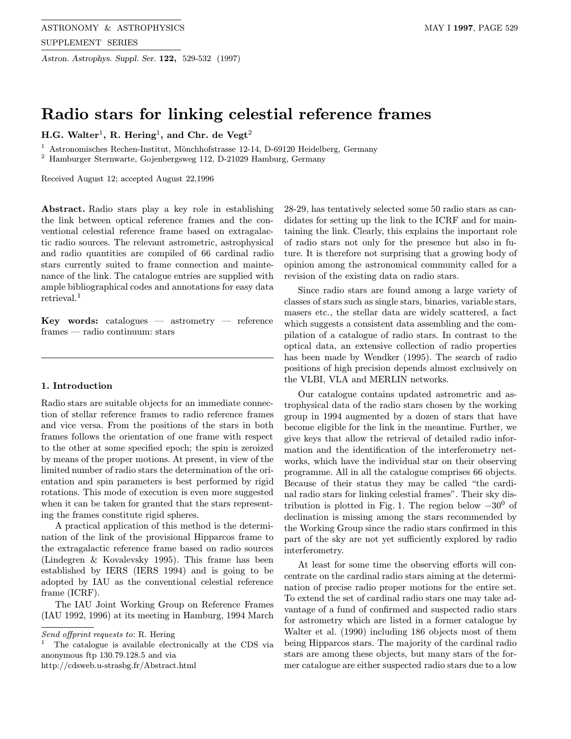# Radio stars for linking celestial reference frames

**H.G. Walter[1], R. Hering[1], and Chr. de Vegt[2]**

[1] Astronomisches Rechen-Institut, Mönchhofstrasse 12-14, D-69120 Heidelberg, Germany
[2] Hamburger Sternwarte, Gojenbergsweg 112, D-21029 Hamburg, Germany

Received August 12; accepted August 22,1996

**Abstract.** Radio stars play a key role in establishing the link between optical reference frames and the conventional celestial reference frame based on extragalactic radio sources. The relevant astrometric, astrophysical and radio quantities are compiled of 66 cardinal radio stars currently suited to frame connection and maintenance of the link. The catalogue entries are supplied with ample bibliographical codes and annotations for easy data retrieval.[1]

**Key words:** catalogues — astrometry — reference frames — radio continuum: stars

## 1. Introduction

Radio stars are suitable objects for an immediate connection of stellar reference frames to radio reference frames and vice versa. From the positions of the stars in both frames follows the orientation of one frame with respect to the other at some specified epoch; the spin is zeroized by means of the proper motions. At present, in view of the limited number of radio stars the determination of the orientation and spin parameters is best performed by rigid rotations. This mode of execution is even more suggested when it can be taken for granted that the stars representing the frames constitute rigid spheres.

A practical application of this method is the determination of the link of the provisional Hipparcos frame to the extragalactic reference frame based on radio sources (Lindegren & Kovalevsky 1995). This frame has been established by IERS (IERS 1994) and is going to be adopted by IAU as the conventional celestial reference frame (ICRF).

The IAU Joint Working Group on Reference Frames (IAU 1992, 1996) at its meeting in Hamburg, 1994 March 28-29, has tentatively selected some 50 radio stars as candidates for setting up the link to the ICRF and for maintaining the link. Clearly, this explains the important role of radio stars not only for the presence but also in future. It is therefore not surprising that a growing body of opinion among the astronomical community called for a revision of the existing data on radio stars.

Since radio stars are found among a large variety of classes of stars such as single stars, binaries, variable stars, masers etc., the stellar data are widely scattered, a fact which suggests a consistent data assembling and the compilation of a catalogue of radio stars. In contrast to the optical data, an extensive collection of radio properties has been made by Wendker (1995). The search of radio positions of high precision depends almost exclusively on the VLBI, VLA and MERLIN networks.

Our catalogue contains updated astrometric and astrophysical data of the radio stars chosen by the working group in 1994 augmented by a dozen of stars that have become eligible for the link in the meantime. Further, we give keys that allow the retrieval of detailed radio information and the identification of the interferometry networks, which have the individual star on their observing programme. All in all the catalogue comprises 66 objects. Because of their status they may be called "the cardinal radio stars for linking celestial frames". Their sky distribution is plotted in Fig. 1. The region below $-30^0$ of declination is missing among the stars recommended by the Working Group since the radio stars confirmed in this part of the sky are not yet sufficiently explored by radio interferometry.

At least for some time the observing efforts will concentrate on the cardinal radio stars aiming at the determination of precise radio proper motions for the entire set. To extend the set of cardinal radio stars one may take advantage of a fund of confirmed and suspected radio stars for astrometry which are listed in a former catalogue by Walter et al. (1990) including 186 objects most of them being Hipparcos stars. The majority of the cardinal radio stars are among these objects, but many stars of the former catalogue are either suspected radio stars due to a low

*Send offprint requests to*: R. Hering

[1] The catalogue is available electronically at the CDS via anonymous ftp 130.79.128.5 and via http://cdsweb.u-strasbg.fr/Abstract.html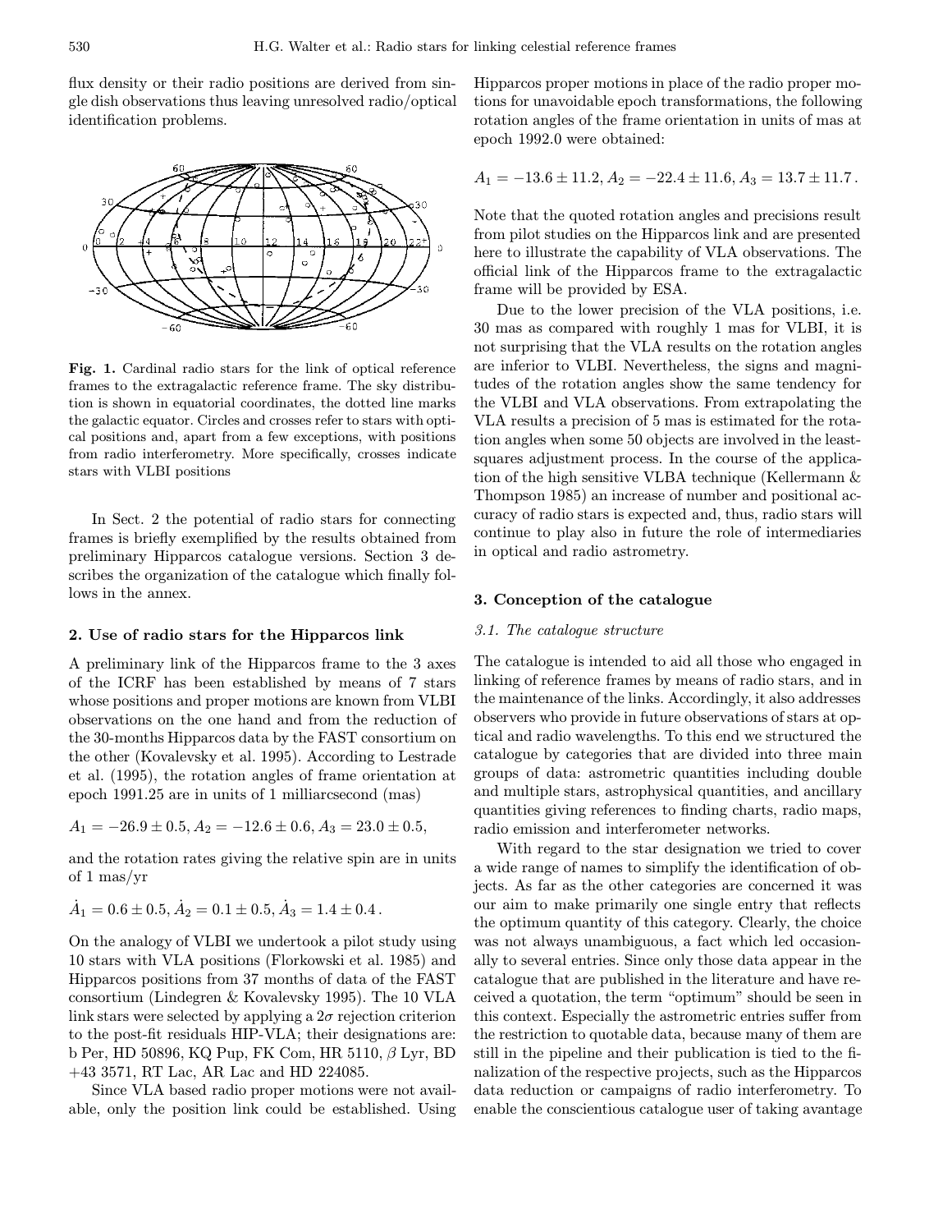flux density or their radio positions are derived from single dish observations thus leaving unresolved radio/optical identification problems.

**Fig. 1.** Cardinal radio stars for the link of optical reference frames to the extragalactic reference frame. The sky distribution is shown in equatorial coordinates, the dotted line marks the galactic equator. Circles and crosses refer to stars with optical positions and, apart from a few exceptions, with positions from radio interferometry. More specifically, crosses indicate stars with VLBI positions

In Sect. 2 the potential of radio stars for connecting frames is briefly exemplified by the results obtained from preliminary Hipparcos catalogue versions. Section 3 describes the organization of the catalogue which finally follows in the annex.

## 2. Use of radio stars for the Hipparcos link

A preliminary link of the Hipparcos frame to the 3 axes of the ICRF has been established by means of 7 stars whose positions and proper motions are known from VLBI observations on the one hand and from the reduction of the 30-months Hipparcos data by the FAST consortium on the other (Kovalevsky et al. 1995). According to Lestrade et al. (1995), the rotation angles of frame orientation at epoch 1991.25 are in units of 1 milliarcsecond (mas)

$$A_1 = -26.9 \pm 0.5, A_2 = -12.6 \pm 0.6, A_3 = 23.0 \pm 0.5,$$

and the rotation rates giving the relative spin are in units of 1 mas/yr

$$\dot{A}_1 = 0.6 \pm 0.5, \dot{A}_2 = 0.1 \pm 0.5, \dot{A}_3 = 1.4 \pm 0.4\,.$$

On the analogy of VLBI we undertook a pilot study using 10 stars with VLA positions (Florkowski et al. 1985) and Hipparcos positions from 37 months of data of the FAST consortium (Lindegren & Kovalevsky 1995). The 10 VLA link stars were selected by applying a $2\sigma$ rejection criterion to the post-fit residuals HIP-VLA; their designations are: b Per, HD 50896, KQ Pup, FK Com, HR 5110, $\beta$ Lyr, BD +43 3571, RT Lac, AR Lac and HD 224085.

Since VLA based radio proper motions were not available, only the position link could be established. Using Hipparcos proper motions in place of the radio proper motions for unavoidable epoch transformations, the following rotation angles of the frame orientation in units of mas at epoch 1992.0 were obtained:

$$A_1 = -13.6 \pm 11.2, A_2 = -22.4 \pm 11.6, A_3 = 13.7 \pm 11.7\,.$$

Note that the quoted rotation angles and precisions result from pilot studies on the Hipparcos link and are presented here to illustrate the capability of VLA observations. The official link of the Hipparcos frame to the extragalactic frame will be provided by ESA.

Due to the lower precision of the VLA positions, i.e. 30 mas as compared with roughly 1 mas for VLBI, it is not surprising that the VLA results on the rotation angles are inferior to VLBI. Nevertheless, the signs and magnitudes of the rotation angles show the same tendency for the VLBI and VLA observations. From extrapolating the VLA results a precision of 5 mas is estimated for the rotation angles when some 50 objects are involved in the least-squares adjustment process. In the course of the application of the high sensitive VLBA technique (Kellermann & Thompson 1985) an increase of number and positional accuracy of radio stars is expected and, thus, radio stars will continue to play also in future the role of intermediaries in optical and radio astrometry.

## 3. Conception of the catalogue

### *3.1. The catalogue structure*

The catalogue is intended to aid all those who engaged in linking of reference frames by means of radio stars, and in the maintenance of the links. Accordingly, it also addresses observers who provide in future observations of stars at optical and radio wavelengths. To this end we structured the catalogue by categories that are divided into three main groups of data: astrometric quantities including double and multiple stars, astrophysical quantities, and ancillary quantities giving references to finding charts, radio maps, radio emission and interferometer networks.

With regard to the star designation we tried to cover a wide range of names to simplify the identification of objects. As far as the other categories are concerned it was our aim to make primarily one single entry that reflects the optimum quantity of this category. Clearly, the choice was not always unambiguous, a fact which led occasionally to several entries. Since only those data appear in the catalogue that are published in the literature and have received a quotation, the term "optimum" should be seen in this context. Especially the astrometric entries suffer from the restriction to quotable data, because many of them are still in the pipeline and their publication is tied to the finalization of the respective projects, such as the Hipparcos data reduction or campaigns of radio interferometry. To enable the conscientious catalogue user of taking avantage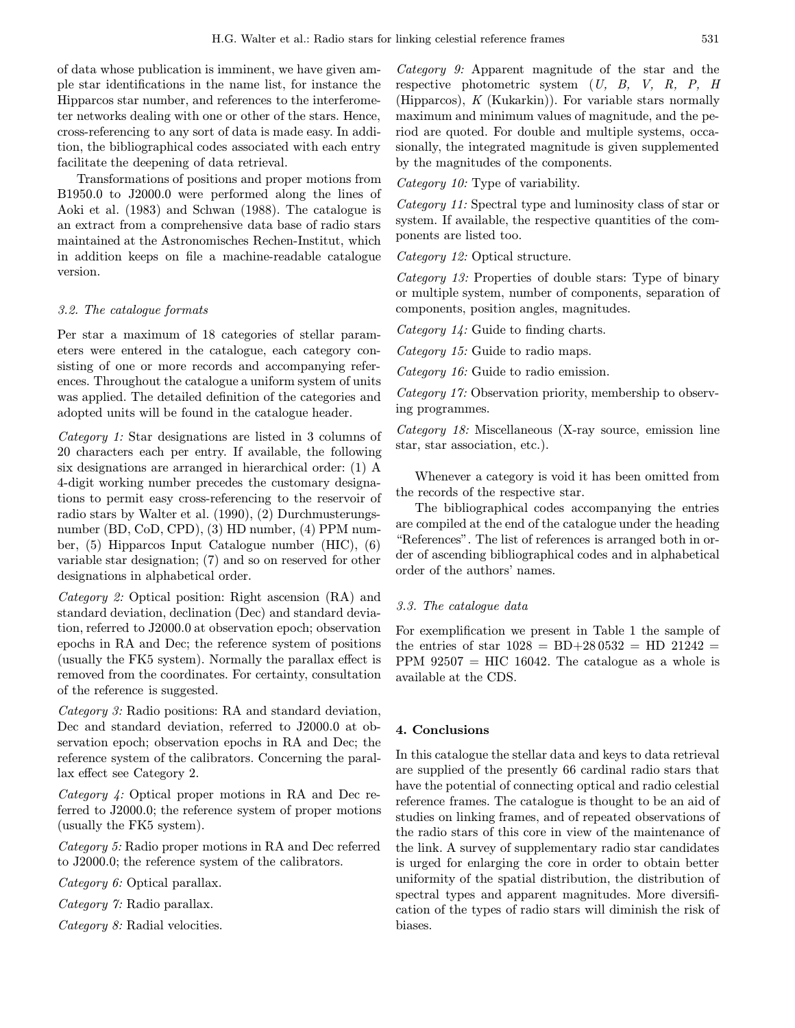of data whose publication is imminent, we have given ample star identifications in the name list, for instance the Hipparcos star number, and references to the interferometer networks dealing with one or other of the stars. Hence, cross-referencing to any sort of data is made easy. In addition, the bibliographical codes associated with each entry facilitate the deepening of data retrieval.

Transformations of positions and proper motions from B1950.0 to J2000.0 were performed along the lines of Aoki et al. (1983) and Schwan (1988). The catalogue is an extract from a comprehensive data base of radio stars maintained at the Astronomisches Rechen-Institut, which in addition keeps on file a machine-readable catalogue version.

### 3.2. The catalogue formats

Per star a maximum of 18 categories of stellar parameters were entered in the catalogue, each category consisting of one or more records and accompanying references. Throughout the catalogue a uniform system of units was applied. The detailed definition of the categories and adopted units will be found in the catalogue header.

*Category 1:* Star designations are listed in 3 columns of 20 characters each per entry. If available, the following six designations are arranged in hierarchical order: (1) A 4-digit working number precedes the customary designations to permit easy cross-referencing to the reservoir of radio stars by Walter et al. (1990), (2) Durchmusterungsnumber (BD, CoD, CPD), (3) HD number, (4) PPM number, (5) Hipparcos Input Catalogue number (HIC), (6) variable star designation; (7) and so on reserved for other designations in alphabetical order.

*Category 2:* Optical position: Right ascension (RA) and standard deviation, declination (Dec) and standard deviation, referred to J2000.0 at observation epoch; observation epochs in RA and Dec; the reference system of positions (usually the FK5 system). Normally the parallax effect is removed from the coordinates. For certainty, consultation of the reference is suggested.

*Category 3:* Radio positions: RA and standard deviation, Dec and standard deviation, referred to J2000.0 at observation epoch; observation epochs in RA and Dec; the reference system of the calibrators. Concerning the parallax effect see Category 2.

*Category 4:* Optical proper motions in RA and Dec referred to J2000.0; the reference system of proper motions (usually the FK5 system).

*Category 5:* Radio proper motions in RA and Dec referred to J2000.0; the reference system of the calibrators.

*Category 6:* Optical parallax.

*Category 7:* Radio parallax.

*Category 8:* Radial velocities.

*Category 9:* Apparent magnitude of the star and the respective photometric system (*U, B, V, R, P, H* (Hipparcos), *K* (Kukarkin)). For variable stars normally maximum and minimum values of magnitude, and the period are quoted. For double and multiple systems, occasionally, the integrated magnitude is given supplemented by the magnitudes of the components.

*Category 10:* Type of variability.

*Category 11:* Spectral type and luminosity class of star or system. If available, the respective quantities of the components are listed too.

*Category 12:* Optical structure.

*Category 13:* Properties of double stars: Type of binary or multiple system, number of components, separation of components, position angles, magnitudes.

*Category 14:* Guide to finding charts.

*Category 15:* Guide to radio maps.

*Category 16:* Guide to radio emission.

*Category 17:* Observation priority, membership to observing programmes.

*Category 18:* Miscellaneous (X-ray source, emission line star, star association, etc.).

Whenever a category is void it has been omitted from the records of the respective star.

The bibliographical codes accompanying the entries are compiled at the end of the catalogue under the heading "References". The list of references is arranged both in order of ascending bibliographical codes and in alphabetical order of the authors' names.

### 3.3. The catalogue data

For exemplification we present in Table 1 the sample of the entries of star 1028 = BD+28 0532 = HD 21242 = PPM 92507 = HIC 16042. The catalogue as a whole is available at the CDS.

## 4. Conclusions

In this catalogue the stellar data and keys to data retrieval are supplied of the presently 66 cardinal radio stars that have the potential of connecting optical and radio celestial reference frames. The catalogue is thought to be an aid of studies on linking frames, and of repeated observations of the radio stars of this core in view of the maintenance of the link. A survey of supplementary radio star candidates is urged for enlarging the core in order to obtain better uniformity of the spatial distribution, the distribution of spectral types and apparent magnitudes. More diversification of the types of radio stars will diminish the risk of biases.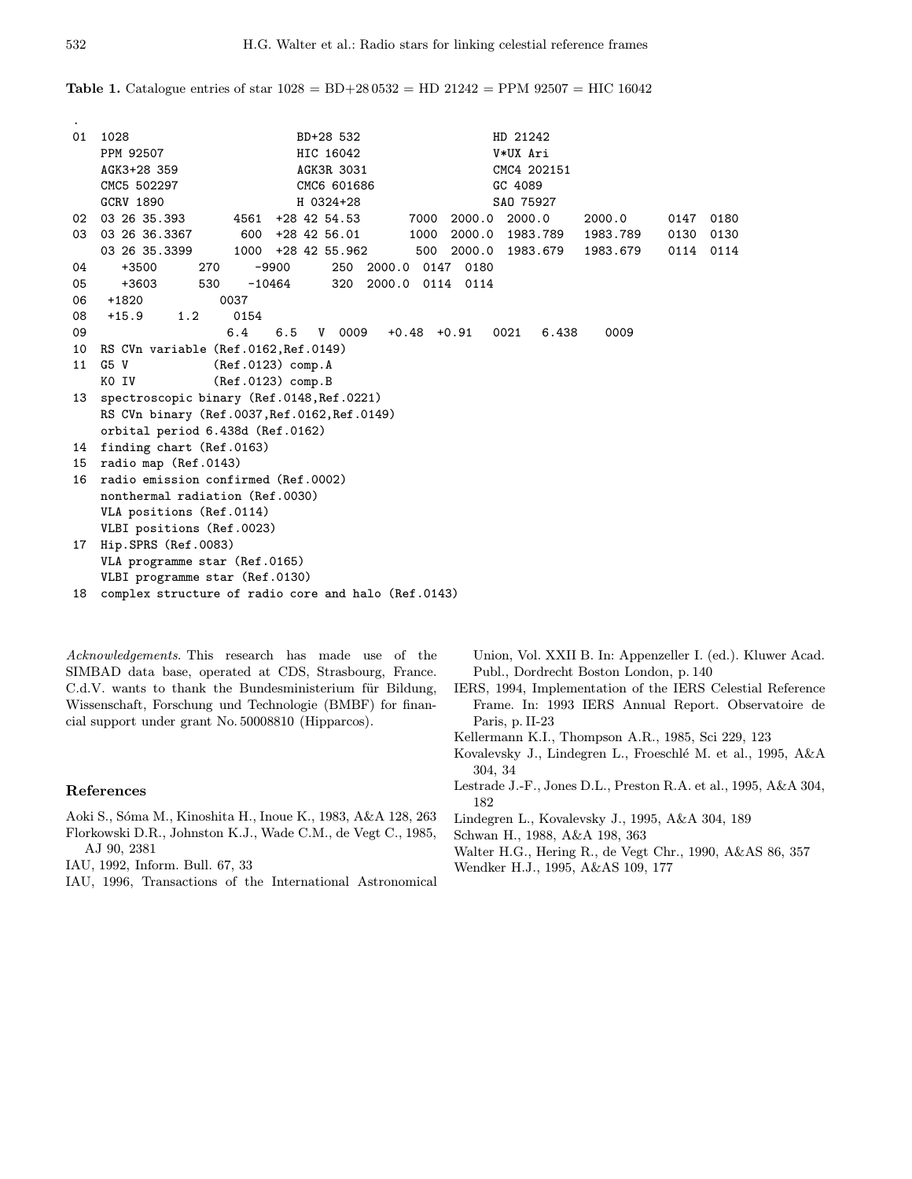**Table 1.** Catalogue entries of star 1028 = BD+28 0532 = HD 21242 = PPM 92507 = HIC 16042

```
.
01  1028                        BD+28 532                   HD 21242
    PPM 92507                   HIC 16042                   V*UX Ari
    AGK3+28 359                 AGK3R 3031                  CMC4 202151
    CMC5 502297                 CMC6 601686                 GC 4089
    GCRV 1890                   H 0324+28                   SAO 75927
02  03 26 35.393      4561  +28 42 54.53       7000  2000.0  2000.0     2000.0      0147  0180
03  03 26 36.3367      600  +28 42 56.01       1000  2000.0  1983.789   1983.789    0130  0130
    03 26 35.3399     1000  +28 42 55.962       500  2000.0  1983.679   1983.679    0114  0114
04     +3500      270     -9900      250  2000.0  0147  0180
05     +3603      530    -10464      320  2000.0  0114  0114
06   +1820           0037
08   +15.9     1.2     0154
09                    6.4    6.5   V  0009   +0.48  +0.91   0021   6.438    0009
10  RS CVn variable (Ref.0162,Ref.0149)
11  G5 V            (Ref.0123) comp.A
    K0 IV           (Ref.0123) comp.B
13  spectroscopic binary (Ref.0148,Ref.0221)
    RS CVn binary (Ref.0037,Ref.0162,Ref.0149)
    orbital period 6.438d (Ref.0162)
14  finding chart (Ref.0163)
15  radio map (Ref.0143)
16  radio emission confirmed (Ref.0002)
    nonthermal radiation (Ref.0030)
    VLA positions (Ref.0114)
    VLBI positions (Ref.0023)
17  Hip.SPRS (Ref.0083)
    VLA programme star (Ref.0165)
    VLBI programme star (Ref.0130)
18  complex structure of radio core and halo (Ref.0143)
```

*Acknowledgements.* This research has made use of the SIMBAD data base, operated at CDS, Strasbourg, France. C.d.V. wants to thank the Bundesministerium für Bildung, Wissenschaft, Forschung und Technologie (BMBF) for financial support under grant No. 50008810 (Hipparcos).

## References

Aoki S., Sóma M., Kinoshita H., Inoue K., 1983, A&A 128, 263

Florkowski D.R., Johnston K.J., Wade C.M., de Vegt C., 1985, AJ 90, 2381

IAU, 1992, Inform. Bull. 67, 33

IAU, 1996, Transactions of the International Astronomical Union, Vol. XXII B. In: Appenzeller I. (ed.). Kluwer Acad. Publ., Dordrecht Boston London, p. 140

IERS, 1994, Implementation of the IERS Celestial Reference Frame. In: 1993 IERS Annual Report. Observatoire de Paris, p. II-23

Kellermann K.I., Thompson A.R., 1985, Sci 229, 123

Kovalevsky J., Lindegren L., Froeschlé M. et al., 1995, A&A 304, 34

Lestrade J.-F., Jones D.L., Preston R.A. et al., 1995, A&A 304, 182

Lindegren L., Kovalevsky J., 1995, A&A 304, 189

Schwan H., 1988, A&A 198, 363

Walter H.G., Hering R., de Vegt Chr., 1990, A&AS 86, 357

Wendker H.J., 1995, A&AS 109, 177